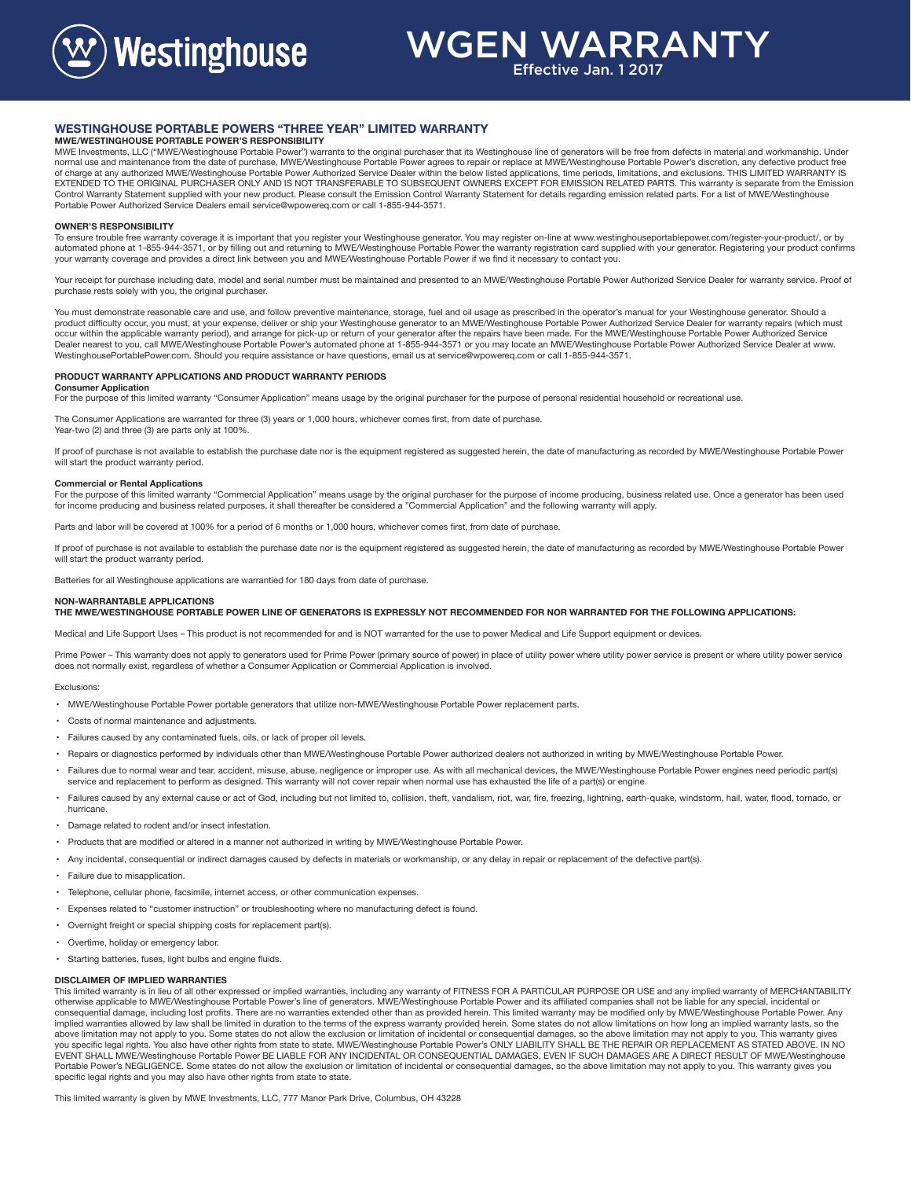# Westinghouse

# WGEN WARRANTY

Effective Jan. 1 2017

## WESTINGHOUSE PORTABLE POWERS "THREE YEAR" LIMITED WARRANTY

**MWE/WESTINGHOUSE PORTABLE POWER'S RESPONSIBILITY**

MWE Investments, LLC ("MWE/Westinghouse Portable Power") warrants to the original purchaser that its Westinghouse line of generators will be free from defects in material and workmanship. Under normal use and maintenance from the date of purchase, MWE/Westinghouse Portable Power agrees to repair or replace at MWE/Westinghouse Portable Power's discretion, any defective product free of charge at any authorized MWE/Westinghouse Portable Power Authorized Service Dealer within the below listed applications, time periods, limitations, and exclusions. THIS LIMITED WARRANTY IS EXTENDED TO THE ORIGINAL PURCHASER ONLY AND IS NOT TRANSFERABLE TO SUBSEQUENT OWNERS EXCEPT FOR EMISSION RELATED PARTS. This warranty is separate from the Emission Control Warranty Statement supplied with your new product. Please consult the Emission Control Warranty Statement for details regarding emission related parts. For a list of MWE/Westinghouse Portable Power Authorized Service Dealers email service@wpowereq.com or call 1-855-944-3571.

**OWNER'S RESPONSIBILITY**

To ensure trouble free warranty coverage it is important that you register your Westinghouse generator. You may register on-line at www.westinghouseportablepower.com/register-your-product/, or by automated phone at 1-855-944-3571, or by filling out and returning to MWE/Westinghouse Portable Power the warranty registration card supplied with your generator. Registering your product confirms your warranty coverage and provides a direct link between you and MWE/Westinghouse Portable Power if we find it necessary to contact you.

Your receipt for purchase including date, model and serial number must be maintained and presented to an MWE/Westinghouse Portable Power Authorized Service Dealer for warranty service. Proof of purchase rests solely with you, the original purchaser.

You must demonstrate reasonable care and use, and follow preventive maintenance, storage, fuel and oil usage as prescribed in the operator's manual for your Westinghouse generator. Should a product difficulty occur, you must, at your expense, deliver or ship your Westinghouse generator to an MWE/Westinghouse Portable Power Authorized Service Dealer for warranty repairs (which must occur within the applicable warranty period), and arrange for pick-up or return of your generator after the repairs have been made. For the MWE/Westinghouse Portable Power Authorized Service Dealer nearest to you, call MWE/Westinghouse Portable Power's automated phone at 1-855-944-3571 or you may locate an MWE/Westinghouse Portable Power Authorized Service Dealer at www.WestinghousePortablePower.com. Should you require assistance or have questions, email us at service@wpowereq.com or call 1-855-944-3571.

**PRODUCT WARRANTY APPLICATIONS AND PRODUCT WARRANTY PERIODS**

**Consumer Application**

For the purpose of this limited warranty "Consumer Application" means usage by the original purchaser for the purpose of personal residential household or recreational use.

The Consumer Applications are warranted for three (3) years or 1,000 hours, whichever comes first, from date of purchase.
Year-two (2) and three (3) are parts only at 100%.

If proof of purchase is not available to establish the purchase date nor is the equipment registered as suggested herein, the date of manufacturing as recorded by MWE/Westinghouse Portable Power will start the product warranty period.

**Commercial or Rental Applications**

For the purpose of this limited warranty "Commercial Application" means usage by the original purchaser for the purpose of income producing, business related use. Once a generator has been used for income producing and business related purposes, it shall thereafter be considered a "Commercial Application" and the following warranty will apply.

Parts and labor will be covered at 100% for a period of 6 months or 1,000 hours, whichever comes first, from date of purchase.

If proof of purchase is not available to establish the purchase date nor is the equipment registered as suggested herein, the date of manufacturing as recorded by MWE/Westinghouse Portable Power will start the product warranty period.

Batteries for all Westinghouse applications are warrantied for 180 days from date of purchase.

**NON-WARRANTABLE APPLICATIONS**

**THE MWE/WESTINGHOUSE PORTABLE POWER LINE OF GENERATORS IS EXPRESSLY NOT RECOMMENDED FOR NOR WARRANTED FOR THE FOLLOWING APPLICATIONS:**

Medical and Life Support Uses – This product is not recommended for and is NOT warranted for the use to power Medical and Life Support equipment or devices.

Prime Power – This warranty does not apply to generators used for Prime Power (primary source of power) in place of utility power where utility power service is present or where utility power service does not normally exist, regardless of whether a Consumer Application or Commercial Application is involved.

Exclusions:

- MWE/Westinghouse Portable Power portable generators that utilize non-MWE/Westinghouse Portable Power replacement parts.
- Costs of normal maintenance and adjustments.
- Failures caused by any contaminated fuels, oils, or lack of proper oil levels.
- Repairs or diagnostics performed by individuals other than MWE/Westinghouse Portable Power authorized dealers not authorized in writing by MWE/Westinghouse Portable Power.
- Failures due to normal wear and tear, accident, misuse, abuse, negligence or improper use. As with all mechanical devices, the MWE/Westinghouse Portable Power engines need periodic part(s) service and replacement to perform as designed. This warranty will not cover repair when normal use has exhausted the life of a part(s) or engine.
- Failures caused by any external cause or act of God, including but not limited to, collision, theft, vandalism, riot, war, fire, freezing, lightning, earth-quake, windstorm, hail, water, flood, tornado, or hurricane.
- Damage related to rodent and/or insect infestation.
- Products that are modified or altered in a manner not authorized in writing by MWE/Westinghouse Portable Power.
- Any incidental, consequential or indirect damages caused by defects in materials or workmanship, or any delay in repair or replacement of the defective part(s).
- Failure due to misapplication.
- Telephone, cellular phone, facsimile, internet access, or other communication expenses.
- Expenses related to "customer instruction" or troubleshooting where no manufacturing defect is found.
- Overnight freight or special shipping costs for replacement part(s).
- Overtime, holiday or emergency labor.
- Starting batteries, fuses, light bulbs and engine fluids.

**DISCLAIMER OF IMPLIED WARRANTIES**

This limited warranty is in lieu of all other expressed or implied warranties, including any warranty of FITNESS FOR A PARTICULAR PURPOSE OR USE and any implied warranty of MERCHANTABILITY otherwise applicable to MWE/Westinghouse Portable Power's line of generators. MWE/Westinghouse Portable Power and its affiliated companies shall not be liable for any special, incidental or consequential damage, including lost profits. There are no warranties extended other than as provided herein. This limited warranty may be modified only by MWE/Westinghouse Portable Power. Any implied warranties allowed by law shall be limited in duration to the terms of the express warranty provided herein. Some states do not allow limitations on how long an implied warranty lasts, so the above limitation may not apply to you. Some states do not allow the exclusion or limitation of incidental or consequential damages, so the above limitation may not apply to you. This warranty gives you specific legal rights. You also have other rights from state to state. MWE/Westinghouse Portable Power's ONLY LIABILITY SHALL BE THE REPAIR OR REPLACEMENT AS STATED ABOVE. IN NO EVENT SHALL MWE/Westinghouse Portable Power BE LIABLE FOR ANY INCIDENTAL OR CONSEQUENTIAL DAMAGES, EVEN IF SUCH DAMAGES ARE A DIRECT RESULT OF MWE/Westinghouse Portable Power's NEGLIGENCE. Some states do not allow the exclusion or limitation of incidental or consequential damages, so the above limitation may not apply to you. This warranty gives you specific legal rights and you may also have other rights from state to state.

This limited warranty is given by MWE Investments, LLC, 777 Manor Park Drive, Columbus, OH 43228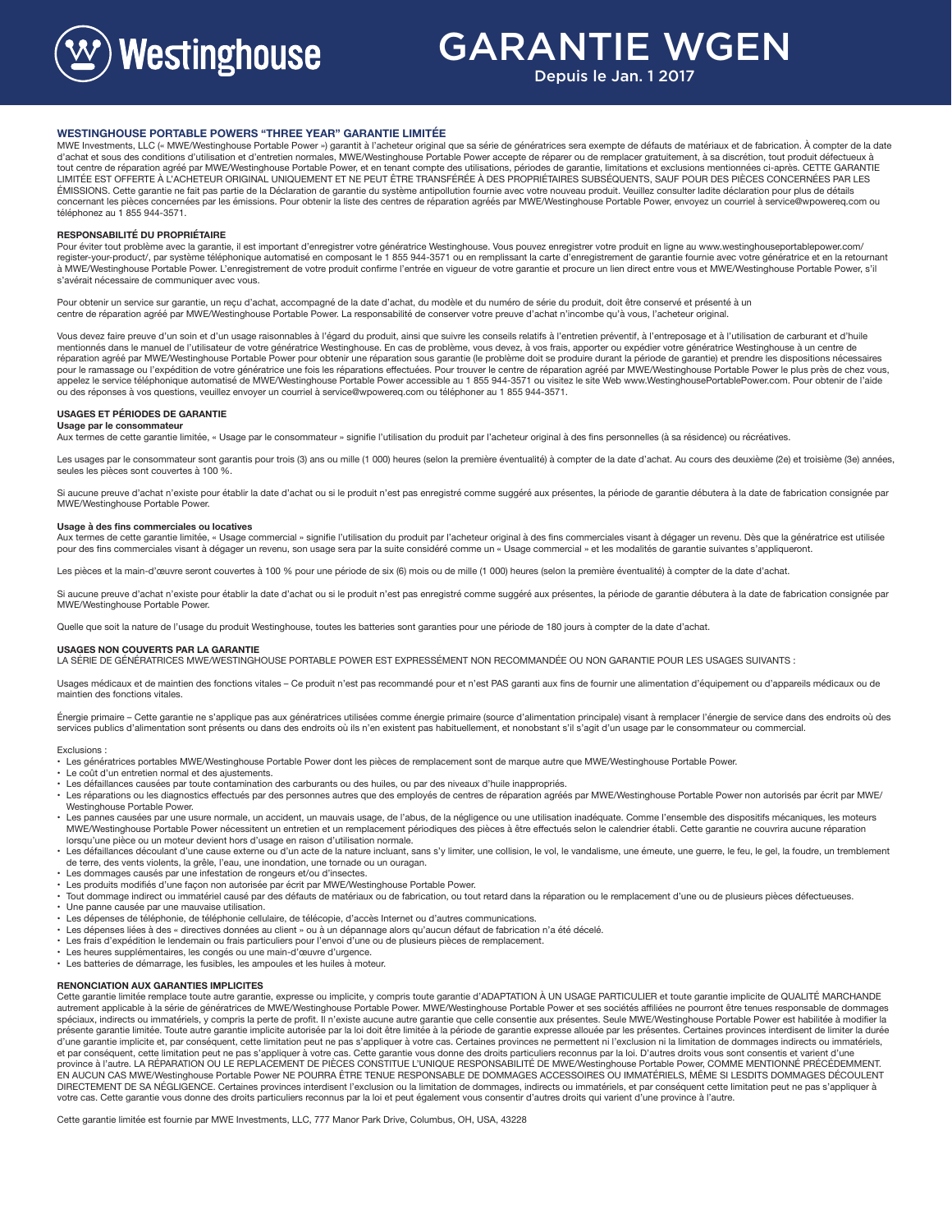# GARANTIE WGEN

Depuis le Jan. 1 2017

## WESTINGHOUSE PORTABLE POWERS "THREE YEAR" GARANTIE LIMITÉE

MWE Investments, LLC (« MWE/Westinghouse Portable Power ») garantit à l'acheteur original que sa série de génératrices sera exempte de défauts de matériaux et de fabrication. À compter de la date d'achat et sous des conditions d'utilisation et d'entretien normales, MWE/Westinghouse Portable Power accepte de réparer ou de remplacer gratuitement, à sa discrétion, tout produit défectueux à tout centre de réparation agréé par MWE/Westinghouse Portable Power, et en tenant compte des utilisations, périodes de garantie, limitations et exclusions mentionnées ci-après. CETTE GARANTIE LIMITÉE EST OFFERTE À L'ACHETEUR ORIGINAL UNIQUEMENT ET NE PEUT ÊTRE TRANSFÉRÉE À DES PROPRIÉTAIRES SUBSÉQUENTS, SAUF POUR DES PIÈCES CONCERNÉES PAR LES ÉMISSIONS. Cette garantie ne fait pas partie de la Déclaration de garantie du système antipollution fournie avec votre nouveau produit. Veuillez consulter ladite déclaration pour plus de détails concernant les pièces concernées par les émissions. Pour obtenir la liste des centres de réparation agréés par MWE/Westinghouse Portable Power, envoyez un courriel à service@wpowereq.com ou téléphonez au 1 855 944-3571.

## RESPONSABILITÉ DU PROPRIÉTAIRE

Pour éviter tout problème avec la garantie, il est important d'enregistrer votre génératrice Westinghouse. Vous pouvez enregistrer votre produit en ligne au www.westinghouseportablepower.com/register-your-product/, par système téléphonique automatisé en composant le 1 855 944-3571 ou en remplissant la carte d'enregistrement de garantie fournie avec votre génératrice et en la retournant à MWE/Westinghouse Portable Power. L'enregistrement de votre produit confirme l'entrée en vigueur de votre garantie et procure un lien direct entre vous et MWE/Westinghouse Portable Power, s'il s'avérait nécessaire de communiquer avec vous.

Pour obtenir un service sur garantie, un reçu d'achat, accompagné de la date d'achat, du modèle et du numéro de série du produit, doit être conservé et présenté à un centre de réparation agréé par MWE/Westinghouse Portable Power. La responsabilité de conserver votre preuve d'achat n'incombe qu'à vous, l'acheteur original.

Vous devez faire preuve d'un soin et d'un usage raisonnables à l'égard du produit, ainsi que suivre les conseils relatifs à l'entretien préventif, à l'entreposage et à l'utilisation de carburant et d'huile mentionnés dans le manuel de l'utilisateur de votre génératrice Westinghouse. En cas de problème, vous devez, à vos frais, apporter ou expédier votre génératrice Westinghouse à un centre de réparation agréé par MWE/Westinghouse Portable Power pour obtenir une réparation sous garantie (le problème doit se produire durant la période de garantie) et prendre les dispositions nécessaires pour le ramassage ou l'expédition de votre génératrice une fois les réparations effectuées. Pour trouver le centre de réparation agréé par MWE/Westinghouse Portable Power le plus près de chez vous, appelez le service téléphonique automatisé de MWE/Westinghouse Portable Power accessible au 1 855 944-3571 ou visitez le site Web www.WestinghousePortablePower.com. Pour obtenir de l'aide ou des réponses à vos questions, veuillez envoyer un courriel à service@wpowereq.com ou téléphoner au 1 855 944-3571.

## USAGES ET PÉRIODES DE GARANTIE

### Usage par le consommateur

Aux termes de cette garantie limitée, « Usage par le consommateur » signifie l'utilisation du produit par l'acheteur original à des fins personnelles (à sa résidence) ou récréatives.

Les usages par le consommateur sont garantis pour trois (3) ans ou mille (1 000) heures (selon la première éventualité) à compter de la date d'achat. Au cours des deuxième (2e) et troisième (3e) années, seules les pièces sont couvertes à 100 %.

Si aucune preuve d'achat n'existe pour établir la date d'achat ou si le produit n'est pas enregistré comme suggéré aux présentes, la période de garantie débutera à la date de fabrication consignée par MWE/Westinghouse Portable Power.

### Usage à des fins commerciales ou locatives

Aux termes de cette garantie limitée, « Usage commercial » signifie l'utilisation du produit par l'acheteur original à des fins commerciales visant à dégager un revenu. Dès que la génératrice est utilisée pour des fins commerciales visant à dégager un revenu, son usage sera par la suite considéré comme un « Usage commercial » et les modalités de garantie suivantes s'appliqueront.

Les pièces et la main-d'œuvre seront couvertes à 100 % pour une période de six (6) mois ou de mille (1 000) heures (selon la première éventualité) à compter de la date d'achat.

Si aucune preuve d'achat n'existe pour établir la date d'achat ou si le produit n'est pas enregistré comme suggéré aux présentes, la période de garantie débutera à la date de fabrication consignée par MWE/Westinghouse Portable Power.

Quelle que soit la nature de l'usage du produit Westinghouse, toutes les batteries sont garanties pour une période de 180 jours à compter de la date d'achat.

## USAGES NON COUVERTS PAR LA GARANTIE

LA SÉRIE DE GÉNÉRATRICES MWE/WESTINGHOUSE PORTABLE POWER EST EXPRESSÉMENT NON RECOMMANDÉE OU NON GARANTIE POUR LES USAGES SUIVANTS :

Usages médicaux et de maintien des fonctions vitales – Ce produit n'est pas recommandé pour et n'est PAS garanti aux fins de fournir une alimentation d'équipement ou d'appareils médicaux ou de maintien des fonctions vitales.

Énergie primaire – Cette garantie ne s'applique pas aux génératrices utilisées comme énergie primaire (source d'alimentation principale) visant à remplacer l'énergie de service dans des endroits où des services publics d'alimentation sont présents ou dans des endroits où ils n'en existent pas habituellement, et nonobstant s'il s'agit d'un usage par le consommateur ou commercial.

Exclusions :

- Les génératrices portables MWE/Westinghouse Portable Power dont les pièces de remplacement sont de marque autre que MWE/Westinghouse Portable Power.
- Le coût d'un entretien normal et des ajustements.
- Les défaillances causées par toute contamination des carburants ou des huiles, ou par des niveaux d'huile inappropriés.
- Les réparations ou les diagnostics effectués par des personnes autres que des employés de centres de réparation agréés par MWE/Westinghouse Portable Power non autorisés par écrit par MWE/Westinghouse Portable Power.
- Les pannes causées par une usure normale, un accident, un mauvais usage, de l'abus, de la négligence ou une utilisation inadéquate. Comme l'ensemble des dispositifs mécaniques, les moteurs MWE/Westinghouse Portable Power nécessitent un entretien et un remplacement périodiques des pièces à être effectués selon le calendrier établi. Cette garantie ne couvrira aucune réparation lorsqu'une pièce ou un moteur devient hors d'usage en raison d'utilisation normale.
- Les défaillances découlant d'une cause externe ou d'un acte de la nature incluant, sans s'y limiter, une collision, le vol, le vandalisme, une émeute, une guerre, le feu, le gel, la foudre, un tremblement de terre, des vents violents, la grêle, l'eau, une inondation, une tornade ou un ouragan.
- Les dommages causés par une infestation de rongeurs et/ou d'insectes.
- Les produits modifiés d'une façon non autorisée par écrit par MWE/Westinghouse Portable Power.
- Tout dommage indirect ou immatériel causé par des défauts de matériaux ou de fabrication, ou tout retard dans la réparation ou le remplacement d'une ou de plusieurs pièces défectueuses.
- Une panne causée par une mauvaise utilisation.
- Les dépenses de téléphonie, de téléphonie cellulaire, de télécopie, d'accès Internet ou d'autres communications.
- Les dépenses liées à des « directives données au client » ou à un dépannage alors qu'aucun défaut de fabrication n'a été décelé.
- Les frais d'expédition le lendemain ou frais particuliers pour l'envoi d'une ou de plusieurs pièces de remplacement.
- Les heures supplémentaires, les congés ou une main-d'œuvre d'urgence.
- Les batteries de démarrage, les fusibles, les ampoules et les huiles à moteur.

## RENONCIATION AUX GARANTIES IMPLICITES

Cette garantie limitée remplace toute autre garantie, expresse ou implicite, y compris toute garantie d'ADAPTATION À UN USAGE PARTICULIER et toute garantie implicite de QUALITÉ MARCHANDE autrement applicable à la série de génératrices de MWE/Westinghouse Portable Power. MWE/Westinghouse Portable Power et ses sociétés affiliées ne pourront être tenues responsable de dommages spéciaux, indirects ou immatériels, y compris la perte de profit. Il n'existe aucune autre garantie que celle consentie aux présentes. Seule MWE/Westinghouse Portable Power est habilitée à modifier la présente garantie limitée. Toute autre garantie implicite autorisée par la loi doit être limitée à la période de garantie expresse allouée par les présentes. Certaines provinces interdisent de limiter la durée d'une garantie implicite et, par conséquent, cette limitation peut ne pas s'appliquer à votre cas. Certaines provinces ne permettent ni l'exclusion ni la limitation de dommages indirects ou immatériels, et par conséquent, cette limitation peut ne pas s'appliquer à votre cas. Cette garantie vous donne des droits particuliers reconnus par la loi. D'autres droits vous sont consentis et varient d'une province à l'autre. LA RÉPARATION OU LE REPLACEMENT DE PIÈCES CONSTITUE L'UNIQUE RESPONSABILITÉ DE MWE/Westinghouse Portable Power, COMME MENTIONNÉ PRÉCÉDEMMENT. EN AUCUN CAS MWE/Westinghouse Portable Power NE POURRA ÊTRE TENUE RESPONSABLE DE DOMMAGES ACCESSOIRES OU IMMATÉRIELS, MÊME SI LESDITS DOMMAGES DÉCOULENT DIRECTEMENT DE SA NÉGLIGENCE. Certaines provinces interdisent l'exclusion ou la limitation de dommages, indirects ou immatériels, et par conséquent cette limitation peut ne pas s'appliquer à votre cas. Cette garantie vous donne des droits particuliers reconnus par la loi et peut également vous consentir d'autres droits qui varient d'une province à l'autre.

Cette garantie limitée est fournie par MWE Investments, LLC, 777 Manor Park Drive, Columbus, OH, USA, 43228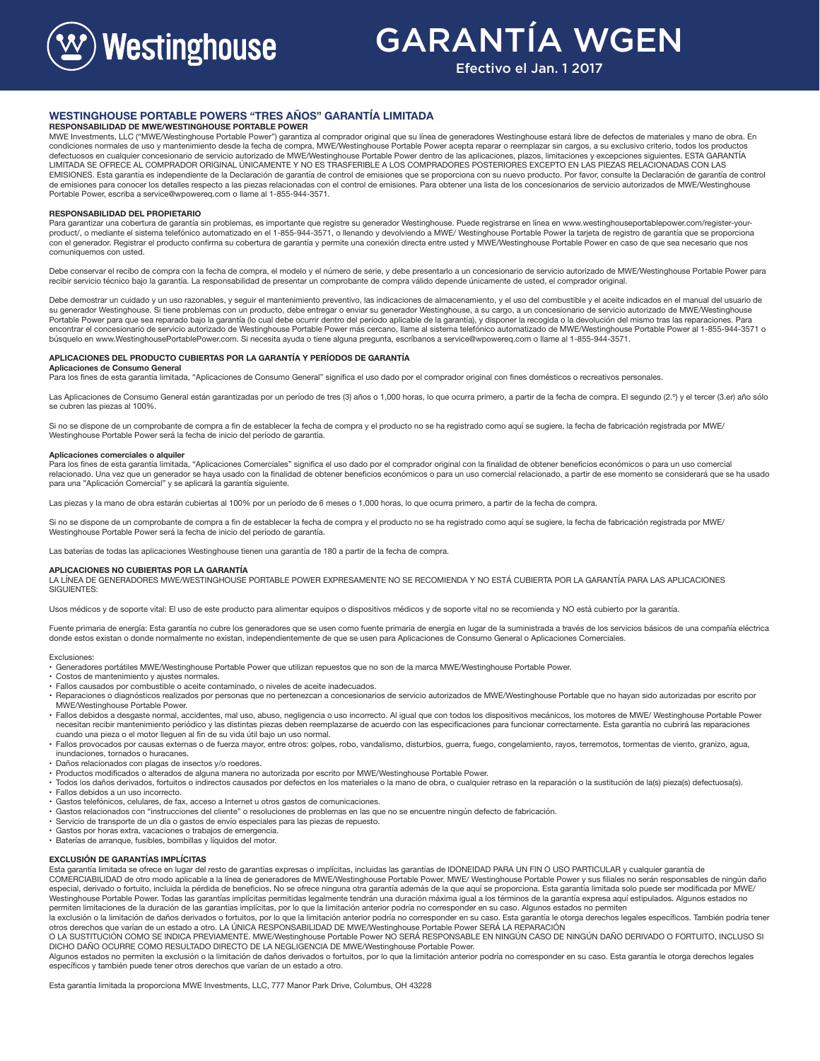# GARANTÍA WGEN

Efectivo el Jan. 1 2017

## WESTINGHOUSE PORTABLE POWERS “TRES AÑOS” GARANTÍA LIMITADA

**RESPONSABILIDAD DE MWE/WESTINGHOUSE PORTABLE POWER**

MWE Investments, LLC ("MWE/Westinghouse Portable Power") garantiza al comprador original que su línea de generadores Westinghouse estará libre de defectos de materiales y mano de obra. En condiciones normales de uso y mantenimiento desde la fecha de compra, MWE/Westinghouse Portable Power acepta reparar o reemplazar sin cargos, a su exclusivo criterio, todos los productos defectuosos en cualquier concesionario de servicio autorizado de MWE/Westinghouse Portable Power dentro de las aplicaciones, plazos, limitaciones y excepciones siguientes. ESTA GARANTÍA LIMITADA SE OFRECE AL COMPRADOR ORIGINAL ÚNICAMENTE Y NO ES TRASFERIBLE A LOS COMPRADORES POSTERIORES EXCEPTO EN LAS PIEZAS RELACIONADAS CON LAS EMISIONES. Esta garantía es independiente de la Declaración de garantía de control de emisiones que se proporciona con su nuevo producto. Por favor, consulte la Declaración de garantía de control de emisiones para conocer los detalles respecto a las piezas relacionadas con el control de emisiones. Para obtener una lista de los concesionarios de servicio autorizados de MWE/Westinghouse Portable Power, escriba a service@wpowereq.com o llame al 1-855-944-3571.

**RESPONSABILIDAD DEL PROPIETARIO**

Para garantizar una cobertura de garantía sin problemas, es importante que registre su generador Westinghouse. Puede registrarse en línea en www.westinghouseportablepower.com/register-your-product/, o mediante el sistema telefónico automatizado en el 1-855-944-3571, o llenando y devolviendo a MWE/ Westinghouse Portable Power la tarjeta de registro de garantía que se proporciona con el generador. Registrar el producto confirma su cobertura de garantía y permite una conexión directa entre usted y MWE/Westinghouse Portable Power en caso de que sea necesario que nos comuniquemos con usted.

Debe conservar el recibo de compra con la fecha de compra, el modelo y el número de serie, y debe presentarlo a un concesionario de servicio autorizado de MWE/Westinghouse Portable Power para recibir servicio técnico bajo la garantía. La responsabilidad de presentar un comprobante de compra válido depende únicamente de usted, el comprador original.

Debe demostrar un cuidado y un uso razonables, y seguir el mantenimiento preventivo, las indicaciones de almacenamiento, y el uso del combustible y el aceite indicados en el manual del usuario de su generador Westinghouse. Si tiene problemas con un producto, debe entregar o enviar su generador Westinghouse, a su cargo, a un concesionario de servicio autorizado de MWE/Westinghouse Portable Power para que sea reparado bajo la garantía (lo cual debe ocurrir dentro del período aplicable de la garantía), y disponer la recogida o la devolución del mismo tras las reparaciones. Para encontrar el concesionario de servicio autorizado de Westinghouse Portable Power más cercano, llame al sistema telefónico automatizado de MWE/Westinghouse Portable Power al 1-855-944-3571 o búsquelo en www.WestinghousePortablePower.com. Si necesita ayuda o tiene alguna pregunta, escríbanos a service@wpowereq.com o llame al 1-855-944-3571.

**APLICACIONES DEL PRODUCTO CUBIERTAS POR LA GARANTÍA Y PERÍODOS DE GARANTÍA**

**Aplicaciones de Consumo General**

Para los fines de esta garantía limitada, “Aplicaciones de Consumo General” significa el uso dado por el comprador original con fines domésticos o recreativos personales.

Las Aplicaciones de Consumo General están garantizadas por un período de tres (3) años o 1,000 horas, lo que ocurra primero, a partir de la fecha de compra. El segundo (2.º) y el tercer (3.er) año sólo se cubren las piezas al 100%.

Si no se dispone de un comprobante de compra a fin de establecer la fecha de compra y el producto no se ha registrado como aquí se sugiere, la fecha de fabricación registrada por MWE/ Westinghouse Portable Power será la fecha de inicio del período de garantía.

**Aplicaciones comerciales o alquiler**

Para los fines de esta garantía limitada, “Aplicaciones Comerciales” significa el uso dado por el comprador original con la finalidad de obtener beneficios económicos o para un uso comercial relacionado. Una vez que un generador se haya usado con la finalidad de obtener beneficios económicos o para un uso comercial relacionado, a partir de ese momento se considerará que se ha usado para una "Aplicación Comercial" y se aplicará la garantía siguiente.

Las piezas y la mano de obra estarán cubiertas al 100% por un período de 6 meses o 1,000 horas, lo que ocurra primero, a partir de la fecha de compra.

Si no se dispone de un comprobante de compra a fin de establecer la fecha de compra y el producto no se ha registrado como aquí se sugiere, la fecha de fabricación registrada por MWE/ Westinghouse Portable Power será la fecha de inicio del período de garantía.

Las baterías de todas las aplicaciones Westinghouse tienen una garantía de 180 a partir de la fecha de compra.

**APLICACIONES NO CUBIERTAS POR LA GARANTÍA**

LA LÍNEA DE GENERADORES MWE/WESTINGHOUSE PORTABLE POWER EXPRESAMENTE NO SE RECOMIENDA Y NO ESTÁ CUBIERTA POR LA GARANTÍA PARA LAS APLICACIONES SIGUIENTES:

Usos médicos y de soporte vital: El uso de este producto para alimentar equipos o dispositivos médicos y de soporte vital no se recomienda y NO está cubierto por la garantía.

Fuente primaria de energía: Esta garantía no cubre los generadores que se usen como fuente primaria de energía en lugar de la suministrada a través de los servicios básicos de una compañía eléctrica donde estos existan o donde normalmente no existan, independientemente de que se usen para Aplicaciones de Consumo General o Aplicaciones Comerciales.

Exclusiones:

- Generadores portátiles MWE/Westinghouse Portable Power que utilizan repuestos que no son de la marca MWE/Westinghouse Portable Power.
- Costos de mantenimiento y ajustes normales.
- Fallos causados por combustible o aceite contaminado, o niveles de aceite inadecuados.
- Reparaciones o diagnósticos realizados por personas que no pertenezcan a concesionarios de servicio autorizados de MWE/Westinghouse Portable que no hayan sido autorizadas por escrito por MWE/Westinghouse Portable Power.
- Fallos debidos a desgaste normal, accidentes, mal uso, abuso, negligencia o uso incorrecto. Al igual que con todos los dispositivos mecánicos, los motores de MWE/ Westinghouse Portable Power necesitan recibir mantenimiento periódico y las distintas piezas deben reemplazarse de acuerdo con las especificaciones para funcionar correctamente. Esta garantía no cubrirá las reparaciones cuando una pieza o el motor lleguen al fin de su vida útil bajo un uso normal.
- Fallos provocados por causas externas o de fuerza mayor, entre otros: golpes, robo, vandalismo, disturbios, guerra, fuego, congelamiento, rayos, terremotos, tormentas de viento, granizo, agua, inundaciones, tornados o huracanes.
- Daños relacionados con plagas de insectos y/o roedores.
- Productos modificados o alterados de alguna manera no autorizada por escrito por MWE/Westinghouse Portable Power.
- Todos los daños derivados, fortuitos o indirectos causados por defectos en los materiales o la mano de obra, o cualquier retraso en la reparación o la sustitución de la(s) pieza(s) defectuosa(s).
- Fallos debidos a un uso incorrecto.
- Gastos telefónicos, celulares, de fax, acceso a Internet u otros gastos de comunicaciones.
- Gastos relacionados con “instrucciones del cliente” o resoluciones de problemas en las que no se encuentre ningún defecto de fabricación.
- Servicio de transporte de un día o gastos de envío especiales para las piezas de repuesto.
- Gastos por horas extra, vacaciones o trabajos de emergencia.
- Baterías de arranque, fusibles, bombillas y líquidos del motor.

**EXCLUSIÓN DE GARANTÍAS IMPLÍCITAS**

Esta garantía limitada se ofrece en lugar del resto de garantías expresas o implícitas, incluidas las garantías de IDONEIDAD PARA UN FIN O USO PARTICULAR y cualquier garantía de COMERCIABILIDAD de otro modo aplicable a la línea de generadores de MWE/Westinghouse Portable Power. MWE/ Westinghouse Portable Power y sus filiales no serán responsables de ningún daño especial, derivado o fortuito, incluida la pérdida de beneficios. No se ofrece ninguna otra garantía además de la que aquí se proporciona. Esta garantía limitada solo puede ser modificada por MWE/ Westinghouse Portable Power. Todas las garantías implícitas permitidas legalmente tendrán una duración máxima igual a los términos de la garantía expresa aquí estipulados. Algunos estados no permiten limitaciones de la duración de las garantías implícitas, por lo que la limitación anterior podría no corresponder en su caso. Algunos estados no permiten la exclusión o la limitación de daños derivados o fortuitos, por lo que la limitación anterior podría no corresponder en su caso. Esta garantía le otorga derechos legales específicos. También podría tener otros derechos que varían de un estado a otro. LA ÚNICA RESPONSABILIDAD DE MWE/Westinghouse Portable Power SERÁ LA REPARACIÓN O LA SUSTITUCIÓN COMO SE INDICA PREVIAMENTE. MWE/Westinghouse Portable Power NO SERÁ RESPONSABLE EN NINGÚN CASO DE NINGÚN DAÑO DERIVADO O FORTUITO, INCLUSO SI DICHO DAÑO OCURRE COMO RESULTADO DIRECTO DE LA NEGLIGENCIA DE MWE/Westinghouse Portable Power.

Algunos estados no permiten la exclusión o la limitación de daños derivados o fortuitos, por lo que la limitación anterior podría no corresponder en su caso. Esta garantía le otorga derechos legales específicos y también puede tener otros derechos que varían de un estado a otro.

Esta garantía limitada la proporciona MWE Investments, LLC, 777 Manor Park Drive, Columbus, OH 43228